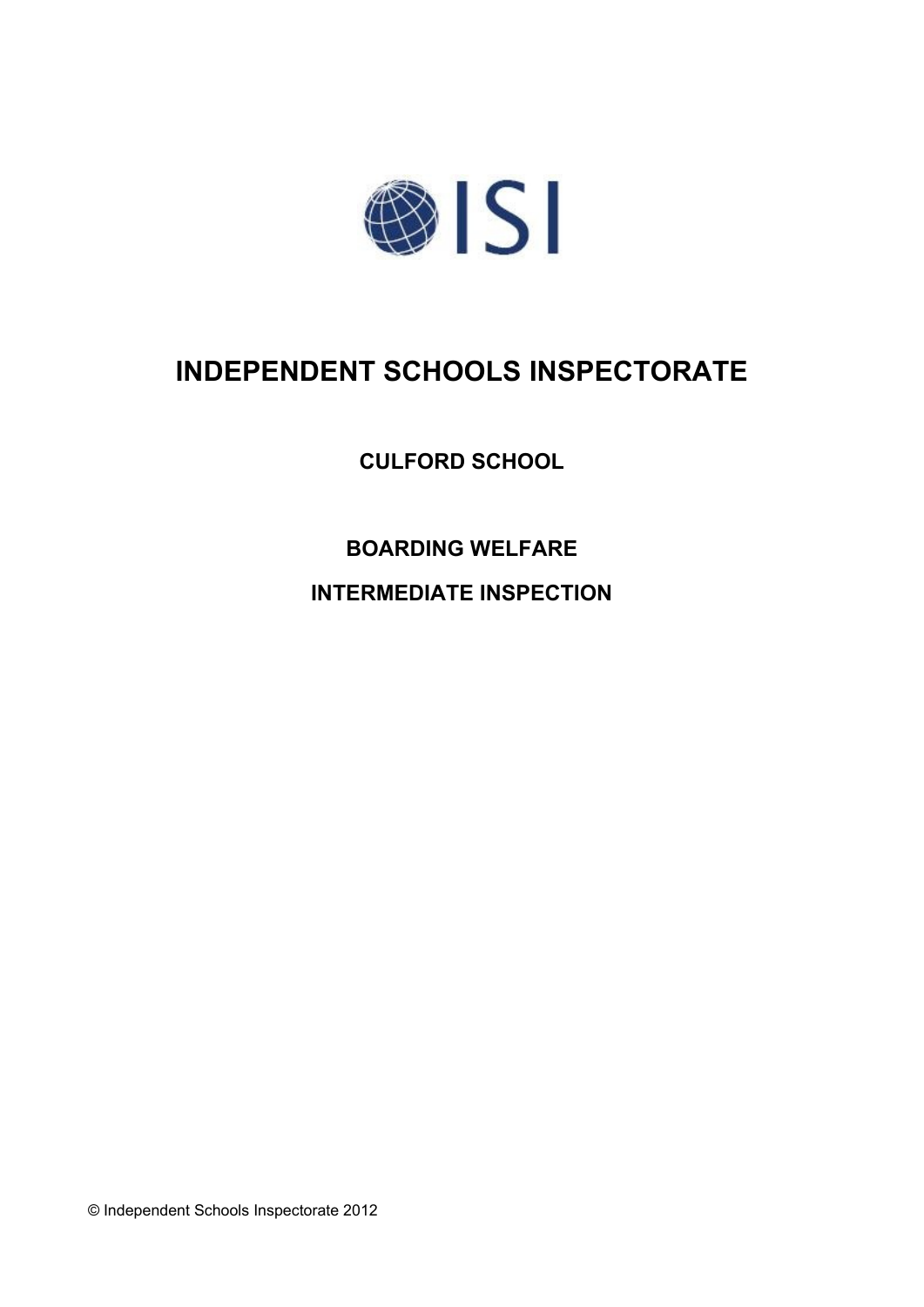ISI

# INDEPENDENT SCHOOLS INSPECTORATE

## CULFORD SCHOOL

## BOARDING WELFARE

## INTERMEDIATE INSPECTION

© Independent Schools Inspectorate 2012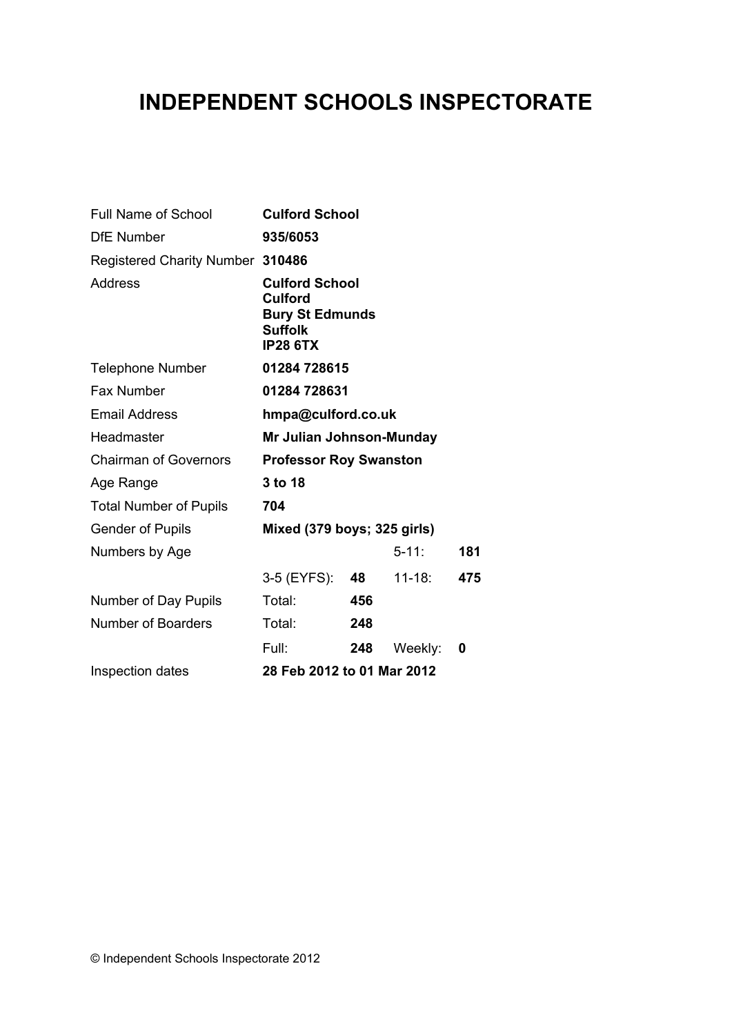# INDEPENDENT SCHOOLS INSPECTORATE

| | | | | |
|---|---|---|---|---|
| Full Name of School | **Culford School** | | | |
| DfE Number | **935/6053** | | | |
| Registered Charity Number | **310486** | | | |
| Address | **Culford School**<br>**Culford**<br>**Bury St Edmunds**<br>**Suffolk**<br>**IP28 6TX** | | | |
| Telephone Number | **01284 728615** | | | |
| Fax Number | **01284 728631** | | | |
| Email Address | **hmpa@culford.co.uk** | | | |
| Headmaster | **Mr Julian Johnson-Munday** | | | |
| Chairman of Governors | **Professor Roy Swanston** | | | |
| Age Range | **3 to 18** | | | |
| Total Number of Pupils | **704** | | | |
| Gender of Pupils | **Mixed (379 boys; 325 girls)** | | | |
| Numbers by Age | | | 5-11: | **181** |
| | 3-5 (EYFS): | **48** | 11-18: | **475** |
| Number of Day Pupils | Total: | **456** | | |
| Number of Boarders | Total: | **248** | | |
| | Full: | **248** | Weekly: | **0** |
| Inspection dates | **28 Feb 2012 to 01 Mar 2012** | | | |

© Independent Schools Inspectorate 2012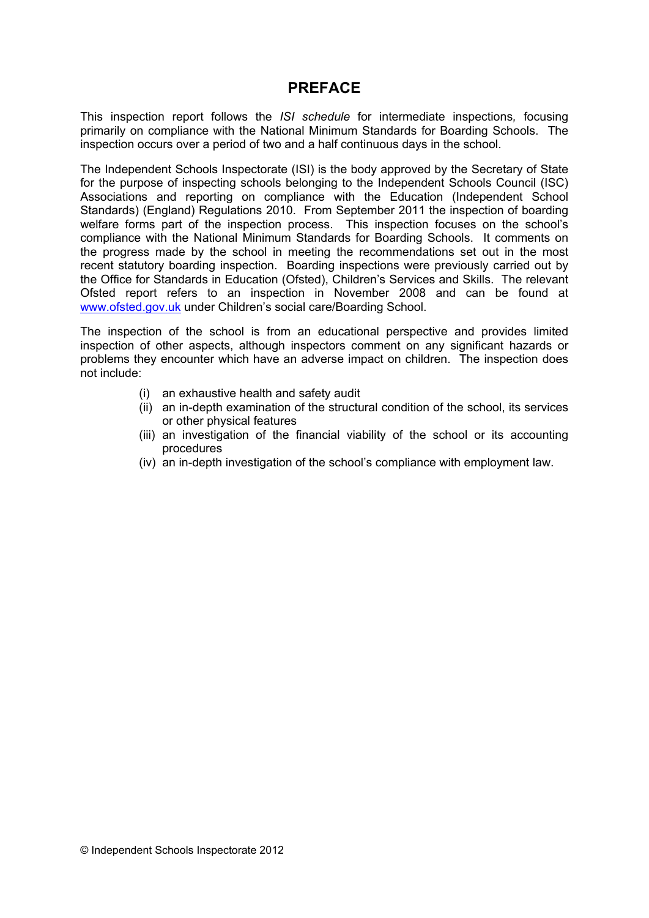# PREFACE

This inspection report follows the *ISI schedule* for intermediate inspections, focusing primarily on compliance with the National Minimum Standards for Boarding Schools. The inspection occurs over a period of two and a half continuous days in the school.

The Independent Schools Inspectorate (ISI) is the body approved by the Secretary of State for the purpose of inspecting schools belonging to the Independent Schools Council (ISC) Associations and reporting on compliance with the Education (Independent School Standards) (England) Regulations 2010. From September 2011 the inspection of boarding welfare forms part of the inspection process. This inspection focuses on the school's compliance with the National Minimum Standards for Boarding Schools. It comments on the progress made by the school in meeting the recommendations set out in the most recent statutory boarding inspection. Boarding inspections were previously carried out by the Office for Standards in Education (Ofsted), Children's Services and Skills. The relevant Ofsted report refers to an inspection in November 2008 and can be found at [www.ofsted.gov.uk](http://www.ofsted.gov.uk) under Children's social care/Boarding School.

The inspection of the school is from an educational perspective and provides limited inspection of other aspects, although inspectors comment on any significant hazards or problems they encounter which have an adverse impact on children. The inspection does not include:

(i) an exhaustive health and safety audit
(ii) an in-depth examination of the structural condition of the school, its services or other physical features
(iii) an investigation of the financial viability of the school or its accounting procedures
(iv) an in-depth investigation of the school's compliance with employment law.

© Independent Schools Inspectorate 2012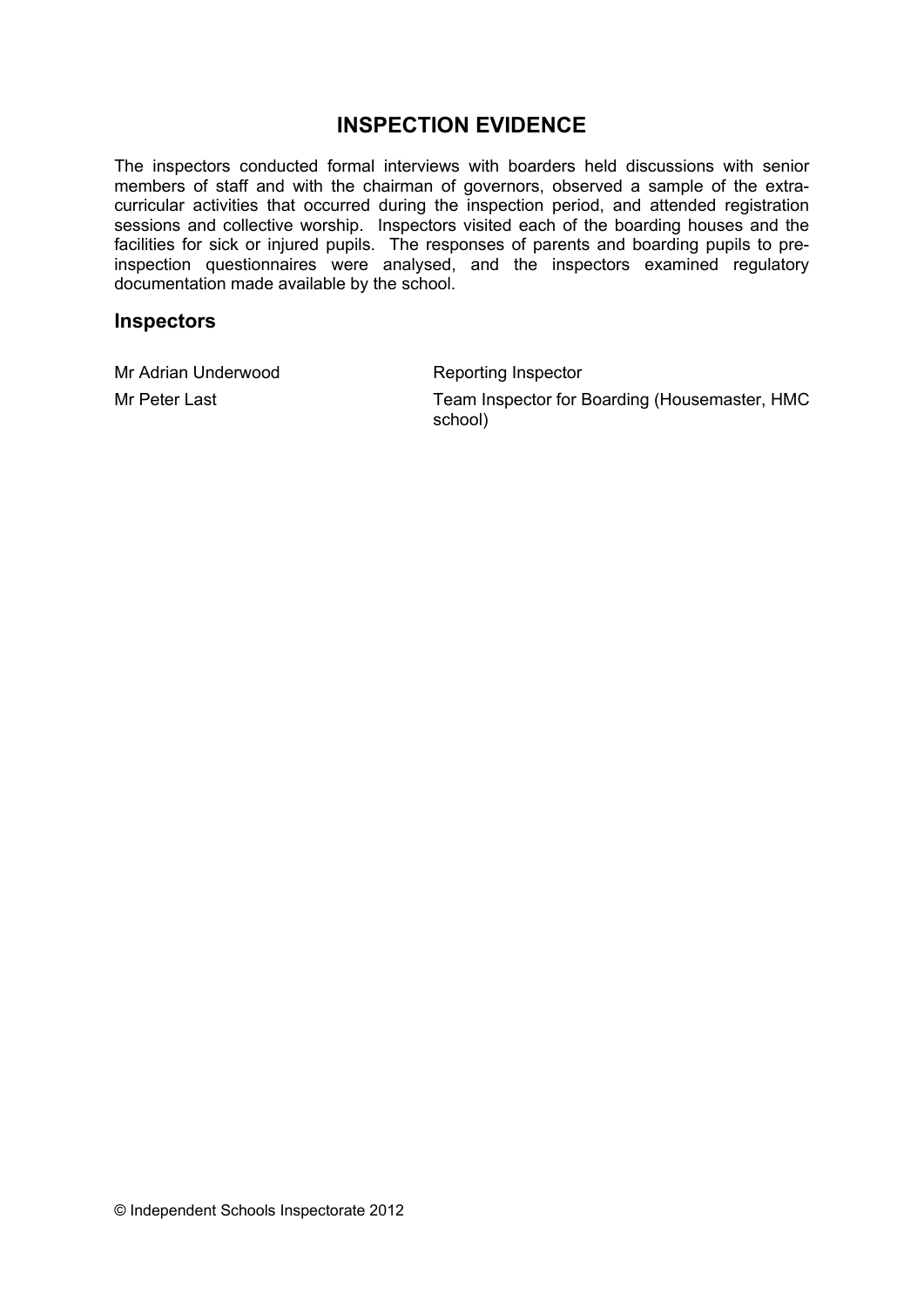## INSPECTION EVIDENCE

The inspectors conducted formal interviews with boarders held discussions with senior members of staff and with the chairman of governors, observed a sample of the extra-curricular activities that occurred during the inspection period, and attended registration sessions and collective worship. Inspectors visited each of the boarding houses and the facilities for sick or injured pupils. The responses of parents and boarding pupils to pre-inspection questionnaires were analysed, and the inspectors examined regulatory documentation made available by the school.

### Inspectors

| | |
|---|---|
| Mr Adrian Underwood | Reporting Inspector |
| Mr Peter Last | Team Inspector for Boarding (Housemaster, HMC school) |

© Independent Schools Inspectorate 2012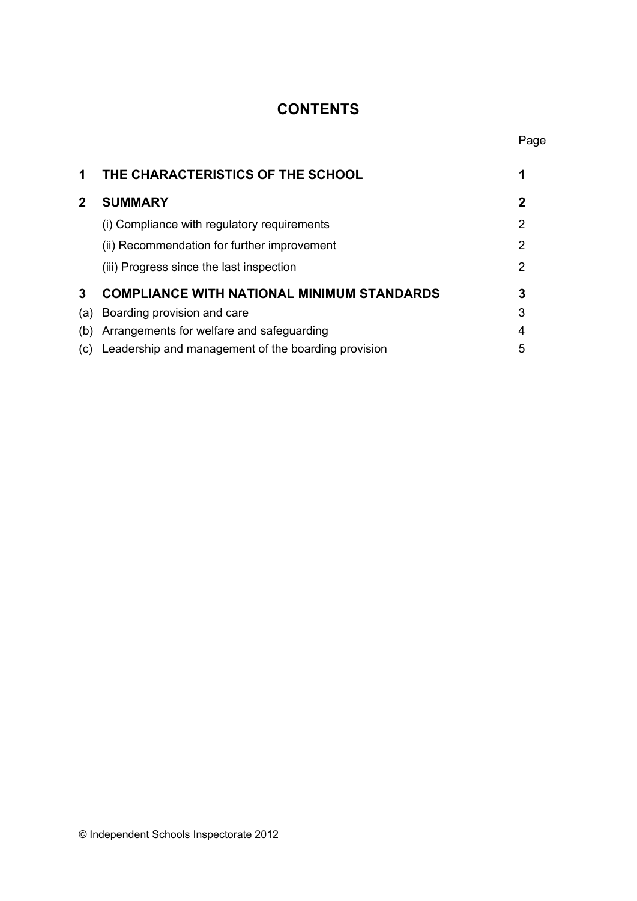# CONTENTS

| | | Page |
|---|---|---|
| **1** | **THE CHARACTERISTICS OF THE SCHOOL** | **1** |
| **2** | **SUMMARY** | **2** |
| | (i) Compliance with regulatory requirements | 2 |
| | (ii) Recommendation for further improvement | 2 |
| | (iii) Progress since the last inspection | 2 |
| **3** | **COMPLIANCE WITH NATIONAL MINIMUM STANDARDS** | **3** |
| (a) | Boarding provision and care | 3 |
| (b) | Arrangements for welfare and safeguarding | 4 |
| (c) | Leadership and management of the boarding provision | 5 |

© Independent Schools Inspectorate 2012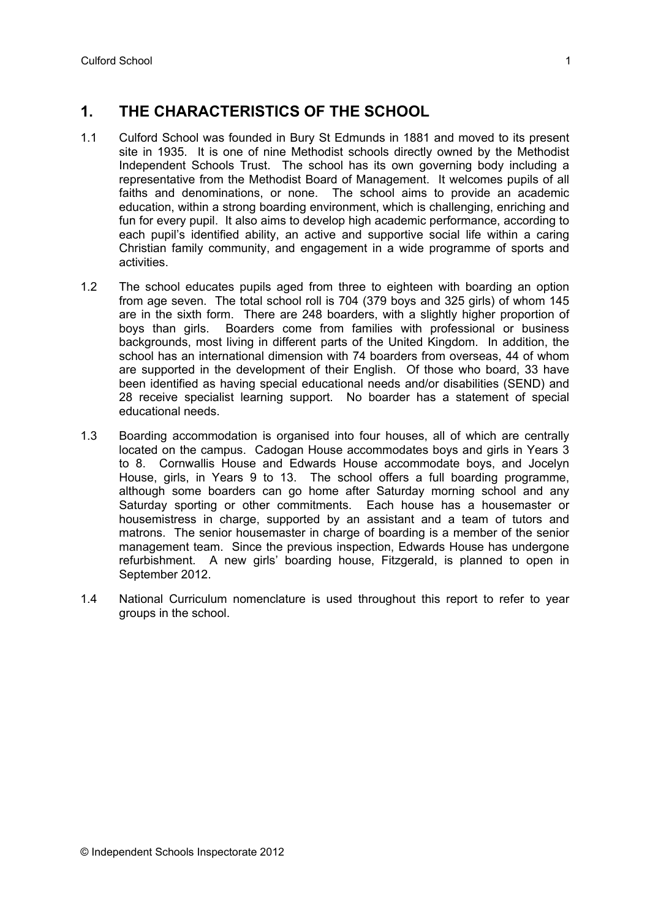## 1. THE CHARACTERISTICS OF THE SCHOOL

1.1 Culford School was founded in Bury St Edmunds in 1881 and moved to its present site in 1935. It is one of nine Methodist schools directly owned by the Methodist Independent Schools Trust. The school has its own governing body including a representative from the Methodist Board of Management. It welcomes pupils of all faiths and denominations, or none. The school aims to provide an academic education, within a strong boarding environment, which is challenging, enriching and fun for every pupil. It also aims to develop high academic performance, according to each pupil's identified ability, an active and supportive social life within a caring Christian family community, and engagement in a wide programme of sports and activities.

1.2 The school educates pupils aged from three to eighteen with boarding an option from age seven. The total school roll is 704 (379 boys and 325 girls) of whom 145 are in the sixth form. There are 248 boarders, with a slightly higher proportion of boys than girls. Boarders come from families with professional or business backgrounds, most living in different parts of the United Kingdom. In addition, the school has an international dimension with 74 boarders from overseas, 44 of whom are supported in the development of their English. Of those who board, 33 have been identified as having special educational needs and/or disabilities (SEND) and 28 receive specialist learning support. No boarder has a statement of special educational needs.

1.3 Boarding accommodation is organised into four houses, all of which are centrally located on the campus. Cadogan House accommodates boys and girls in Years 3 to 8. Cornwallis House and Edwards House accommodate boys, and Jocelyn House, girls, in Years 9 to 13. The school offers a full boarding programme, although some boarders can go home after Saturday morning school and any Saturday sporting or other commitments. Each house has a housemaster or housemistress in charge, supported by an assistant and a team of tutors and matrons. The senior housemaster in charge of boarding is a member of the senior management team. Since the previous inspection, Edwards House has undergone refurbishment. A new girls' boarding house, Fitzgerald, is planned to open in September 2012.

1.4 National Curriculum nomenclature is used throughout this report to refer to year groups in the school.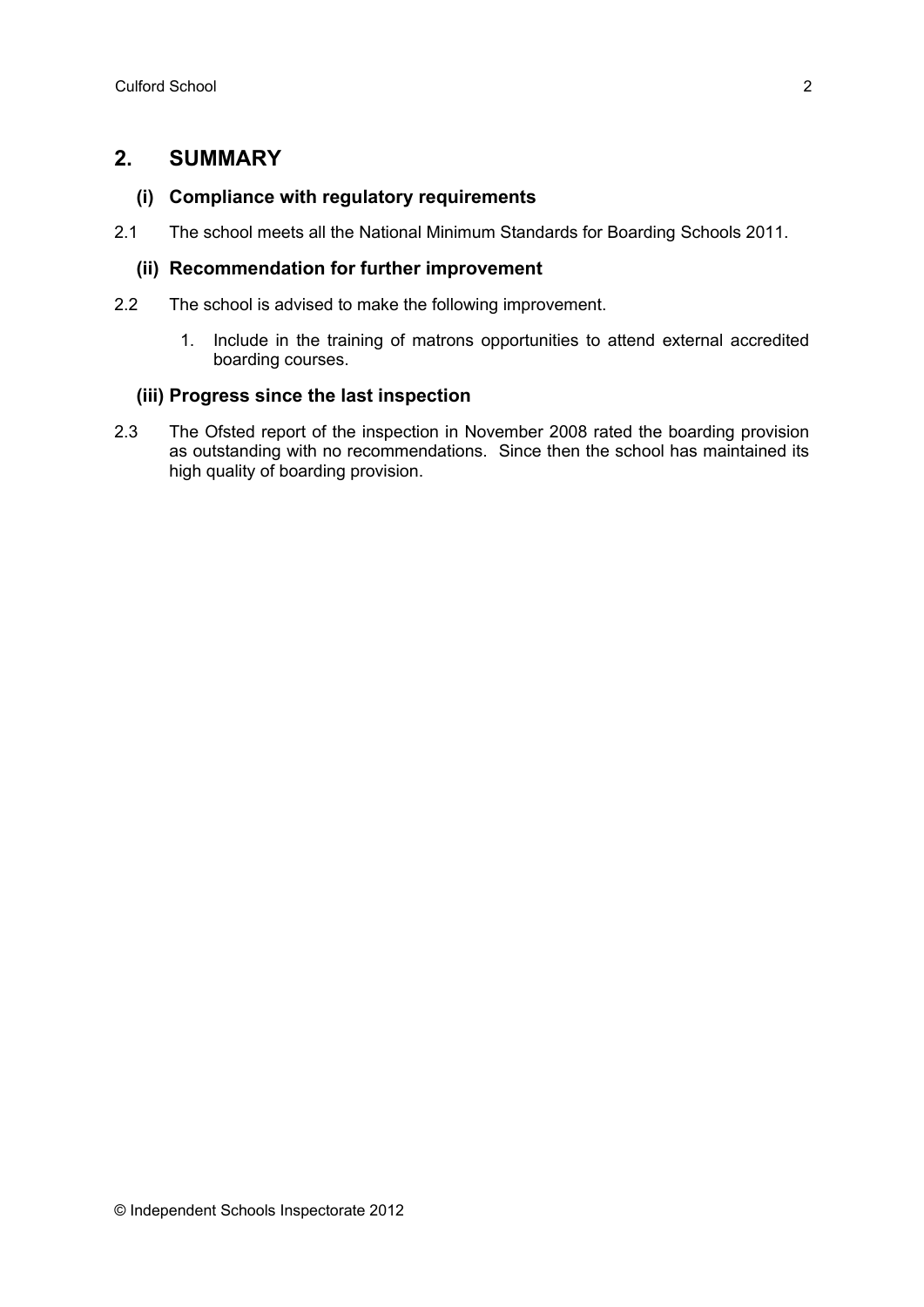## 2. SUMMARY

### (i) Compliance with regulatory requirements

2.1 The school meets all the National Minimum Standards for Boarding Schools 2011.

### (ii) Recommendation for further improvement

2.2 The school is advised to make the following improvement.

1. Include in the training of matrons opportunities to attend external accredited boarding courses.

### (iii) Progress since the last inspection

2.3 The Ofsted report of the inspection in November 2008 rated the boarding provision as outstanding with no recommendations. Since then the school has maintained its high quality of boarding provision.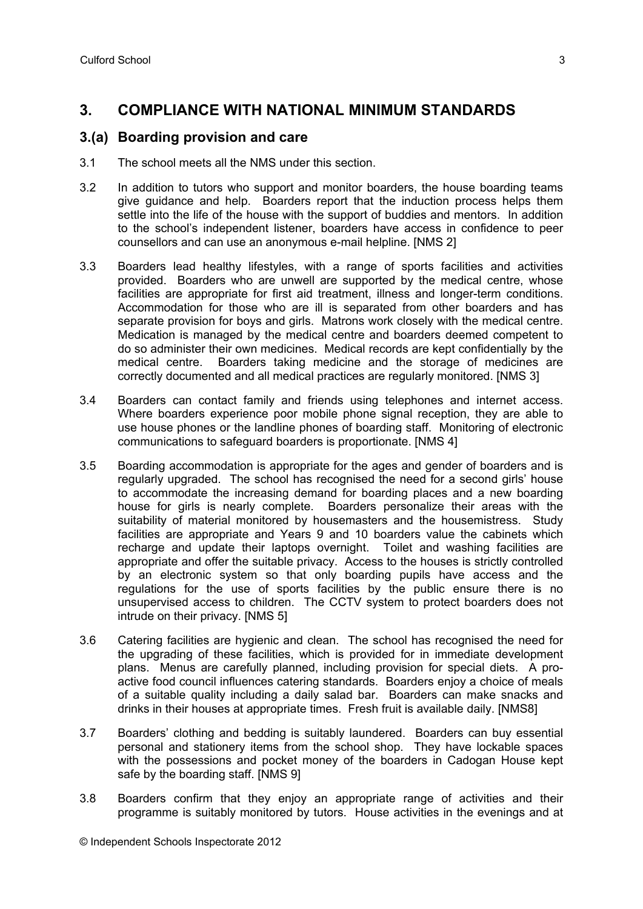## 3. COMPLIANCE WITH NATIONAL MINIMUM STANDARDS

### 3.(a) Boarding provision and care

3.1 The school meets all the NMS under this section.

3.2 In addition to tutors who support and monitor boarders, the house boarding teams give guidance and help. Boarders report that the induction process helps them settle into the life of the house with the support of buddies and mentors. In addition to the school's independent listener, boarders have access in confidence to peer counsellors and can use an anonymous e-mail helpline. [NMS 2]

3.3 Boarders lead healthy lifestyles, with a range of sports facilities and activities provided. Boarders who are unwell are supported by the medical centre, whose facilities are appropriate for first aid treatment, illness and longer-term conditions. Accommodation for those who are ill is separated from other boarders and has separate provision for boys and girls. Matrons work closely with the medical centre. Medication is managed by the medical centre and boarders deemed competent to do so administer their own medicines. Medical records are kept confidentially by the medical centre. Boarders taking medicine and the storage of medicines are correctly documented and all medical practices are regularly monitored. [NMS 3]

3.4 Boarders can contact family and friends using telephones and internet access. Where boarders experience poor mobile phone signal reception, they are able to use house phones or the landline phones of boarding staff. Monitoring of electronic communications to safeguard boarders is proportionate. [NMS 4]

3.5 Boarding accommodation is appropriate for the ages and gender of boarders and is regularly upgraded. The school has recognised the need for a second girls' house to accommodate the increasing demand for boarding places and a new boarding house for girls is nearly complete. Boarders personalize their areas with the suitability of material monitored by housemasters and the housemistress. Study facilities are appropriate and Years 9 and 10 boarders value the cabinets which recharge and update their laptops overnight. Toilet and washing facilities are appropriate and offer the suitable privacy. Access to the houses is strictly controlled by an electronic system so that only boarding pupils have access and the regulations for the use of sports facilities by the public ensure there is no unsupervised access to children. The CCTV system to protect boarders does not intrude on their privacy. [NMS 5]

3.6 Catering facilities are hygienic and clean. The school has recognised the need for the upgrading of these facilities, which is provided for in immediate development plans. Menus are carefully planned, including provision for special diets. A pro-active food council influences catering standards. Boarders enjoy a choice of meals of a suitable quality including a daily salad bar. Boarders can make snacks and drinks in their houses at appropriate times. Fresh fruit is available daily. [NMS8]

3.7 Boarders' clothing and bedding is suitably laundered. Boarders can buy essential personal and stationery items from the school shop. They have lockable spaces with the possessions and pocket money of the boarders in Cadogan House kept safe by the boarding staff. [NMS 9]

3.8 Boarders confirm that they enjoy an appropriate range of activities and their programme is suitably monitored by tutors. House activities in the evenings and at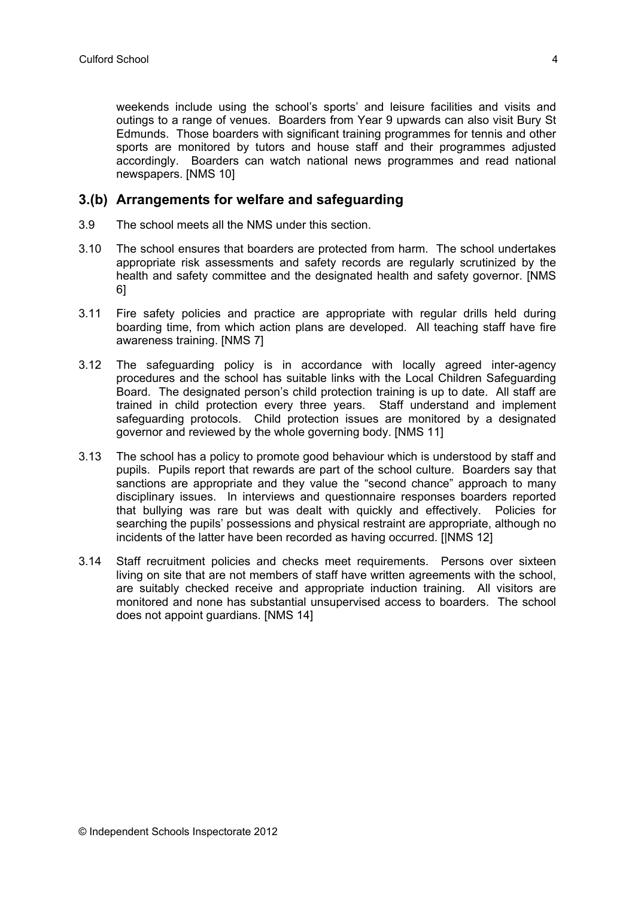weekends include using the school's sports' and leisure facilities and visits and outings to a range of venues. Boarders from Year 9 upwards can also visit Bury St Edmunds. Those boarders with significant training programmes for tennis and other sports are monitored by tutors and house staff and their programmes adjusted accordingly. Boarders can watch national news programmes and read national newspapers. [NMS 10]

## 3.(b) Arrangements for welfare and safeguarding

3.9 The school meets all the NMS under this section.

3.10 The school ensures that boarders are protected from harm. The school undertakes appropriate risk assessments and safety records are regularly scrutinized by the health and safety committee and the designated health and safety governor. [NMS 6]

3.11 Fire safety policies and practice are appropriate with regular drills held during boarding time, from which action plans are developed. All teaching staff have fire awareness training. [NMS 7]

3.12 The safeguarding policy is in accordance with locally agreed inter-agency procedures and the school has suitable links with the Local Children Safeguarding Board. The designated person's child protection training is up to date. All staff are trained in child protection every three years. Staff understand and implement safeguarding protocols. Child protection issues are monitored by a designated governor and reviewed by the whole governing body. [NMS 11]

3.13 The school has a policy to promote good behaviour which is understood by staff and pupils. Pupils report that rewards are part of the school culture. Boarders say that sanctions are appropriate and they value the "second chance" approach to many disciplinary issues. In interviews and questionnaire responses boarders reported that bullying was rare but was dealt with quickly and effectively. Policies for searching the pupils' possessions and physical restraint are appropriate, although no incidents of the latter have been recorded as having occurred. [|NMS 12]

3.14 Staff recruitment policies and checks meet requirements. Persons over sixteen living on site that are not members of staff have written agreements with the school, are suitably checked receive and appropriate induction training. All visitors are monitored and none has substantial unsupervised access to boarders. The school does not appoint guardians. [NMS 14]

© Independent Schools Inspectorate 2012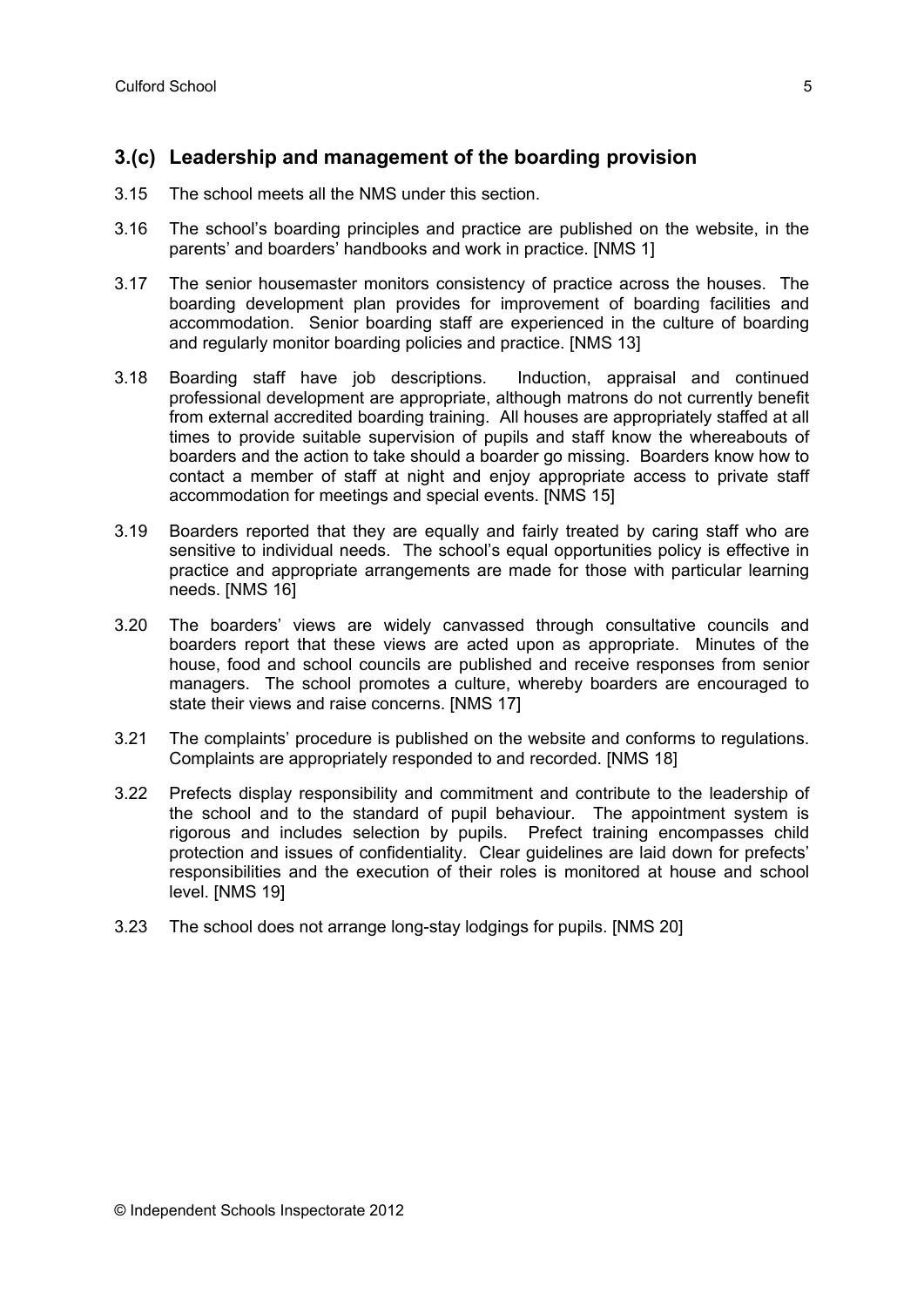## 3.(c) Leadership and management of the boarding provision

3.15 The school meets all the NMS under this section.

3.16 The school's boarding principles and practice are published on the website, in the parents' and boarders' handbooks and work in practice. [NMS 1]

3.17 The senior housemaster monitors consistency of practice across the houses. The boarding development plan provides for improvement of boarding facilities and accommodation. Senior boarding staff are experienced in the culture of boarding and regularly monitor boarding policies and practice. [NMS 13]

3.18 Boarding staff have job descriptions. Induction, appraisal and continued professional development are appropriate, although matrons do not currently benefit from external accredited boarding training. All houses are appropriately staffed at all times to provide suitable supervision of pupils and staff know the whereabouts of boarders and the action to take should a boarder go missing. Boarders know how to contact a member of staff at night and enjoy appropriate access to private staff accommodation for meetings and special events. [NMS 15]

3.19 Boarders reported that they are equally and fairly treated by caring staff who are sensitive to individual needs. The school's equal opportunities policy is effective in practice and appropriate arrangements are made for those with particular learning needs. [NMS 16]

3.20 The boarders' views are widely canvassed through consultative councils and boarders report that these views are acted upon as appropriate. Minutes of the house, food and school councils are published and receive responses from senior managers. The school promotes a culture, whereby boarders are encouraged to state their views and raise concerns. [NMS 17]

3.21 The complaints' procedure is published on the website and conforms to regulations. Complaints are appropriately responded to and recorded. [NMS 18]

3.22 Prefects display responsibility and commitment and contribute to the leadership of the school and to the standard of pupil behaviour. The appointment system is rigorous and includes selection by pupils. Prefect training encompasses child protection and issues of confidentiality. Clear guidelines are laid down for prefects' responsibilities and the execution of their roles is monitored at house and school level. [NMS 19]

3.23 The school does not arrange long-stay lodgings for pupils. [NMS 20]